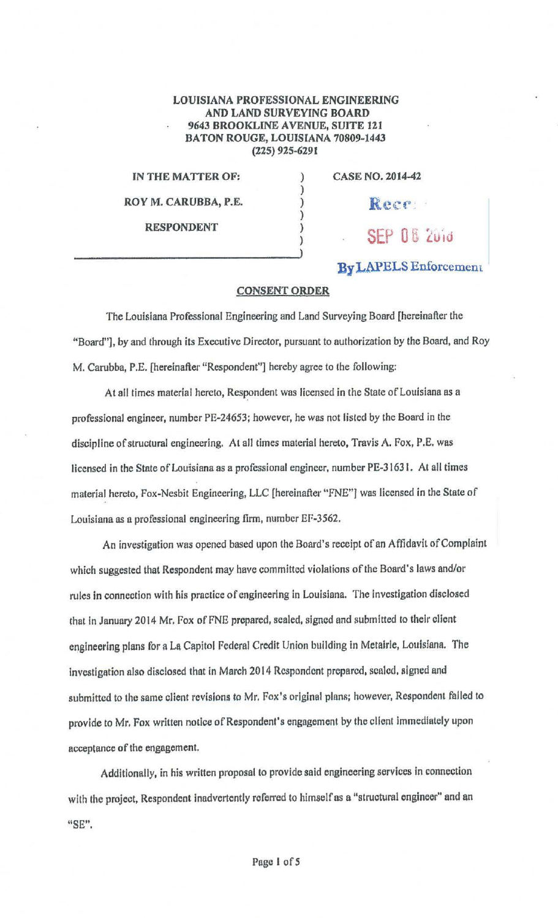**LOUISIANA PROFESSIONAL ENGINEERING AND LAND SURVEYING BOARD**
**9643 BROOKLINE AVENUE, SUITE 121**
**BATON ROUGE, LOUISIANA 70809-1443**
**(225) 925-6291**

| | | |
|---|---|---|
| **IN THE MATTER OF:** | ) | **CASE NO. 2014-42** |
| **ROY M. CARUBBA, P.E.** | ) | |
| **RESPONDENT** | ) | |

Received SEP 08 2016 By LAPELS Enforcement

## CONSENT ORDER

The Louisiana Professional Engineering and Land Surveying Board [hereinafter the "Board"], by and through its Executive Director, pursuant to authorization by the Board, and Roy M. Carubba, P.E. [hereinafter "Respondent"] hereby agree to the following:

At all times material hereto, Respondent was licensed in the State of Louisiana as a professional engineer, number PE-24653; however, he was not listed by the Board in the discipline of structural engineering. At all times material hereto, Travis A. Fox, P.E. was licensed in the State of Louisiana as a professional engineer, number PE-31631. At all times material hereto, Fox-Nesbit Engineering, LLC [hereinafter "FNE"] was licensed in the State of Louisiana as a professional engineering firm, number EF-3562.

An investigation was opened based upon the Board's receipt of an Affidavit of Complaint which suggested that Respondent may have committed violations of the Board's laws and/or rules in connection with his practice of engineering in Louisiana. The investigation disclosed that in January 2014 Mr. Fox of FNE prepared, sealed, signed and submitted to their client engineering plans for a La Capitol Federal Credit Union building in Metairie, Louisiana. The investigation also disclosed that in March 2014 Respondent prepared, sealed, signed and submitted to the same client revisions to Mr. Fox's original plans; however, Respondent failed to provide to Mr. Fox written notice of Respondent's engagement by the client immediately upon acceptance of the engagement.

Additionally, in his written proposal to provide said engineering services in connection with the project, Respondent inadvertently referred to himself as a "structural engineer" and an "SE".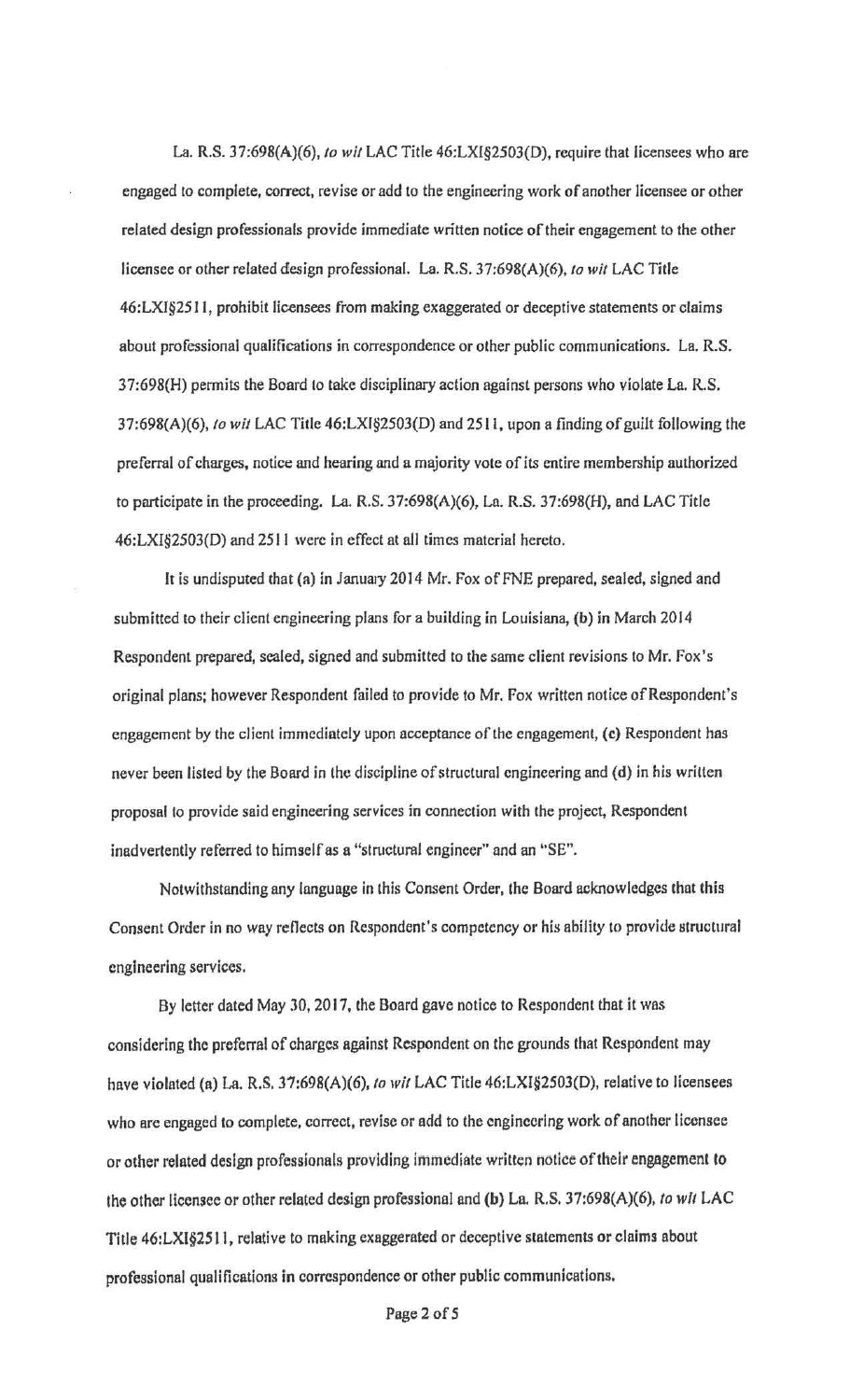La. R.S. 37:698(A)(6), *to wit* LAC Title 46:LXI§2503(D), require that licensees who are engaged to complete, correct, revise or add to the engineering work of another licensee or other related design professionals provide immediate written notice of their engagement to the other licensee or other related design professional. La. R.S. 37:698(A)(6), *to wit* LAC Title 46:LXI§2511, prohibit licensees from making exaggerated or deceptive statements or claims about professional qualifications in correspondence or other public communications. La. R.S. 37:698(H) permits the Board to take disciplinary action against persons who violate La. R.S. 37:698(A)(6), *to wit* LAC Title 46:LXI§2503(D) and 2511, upon a finding of guilt following the preferral of charges, notice and hearing and a majority vote of its entire membership authorized to participate in the proceeding. La. R.S. 37:698(A)(6), La. R.S. 37:698(H), and LAC Title 46:LXI§2503(D) and 2511 were in effect at all times material hereto.

It is undisputed that (a) in January 2014 Mr. Fox of FNE prepared, sealed, signed and submitted to their client engineering plans for a building in Louisiana, (b) in March 2014 Respondent prepared, sealed, signed and submitted to the same client revisions to Mr. Fox's original plans; however Respondent failed to provide to Mr. Fox written notice of Respondent's engagement by the client immediately upon acceptance of the engagement, (c) Respondent has never been listed by the Board in the discipline of structural engineering and (d) in his written proposal to provide said engineering services in connection with the project, Respondent inadvertently referred to himself as a "structural engineer" and an "SE".

Notwithstanding any language in this Consent Order, the Board acknowledges that this Consent Order in no way reflects on Respondent's competency or his ability to provide structural engineering services.

By letter dated May 30, 2017, the Board gave notice to Respondent that it was considering the preferral of charges against Respondent on the grounds that Respondent may have violated (a) La. R.S. 37:698(A)(6), *to wit* LAC Title 46:LXI§2503(D), relative to licensees who are engaged to complete, correct, revise or add to the engineering work of another licensee or other related design professionals providing immediate written notice of their engagement to the other licensee or other related design professional and (b) La. R.S. 37:698(A)(6), *to wit* LAC Title 46:LXI§2511, relative to making exaggerated or deceptive statements or claims about professional qualifications in correspondence or other public communications.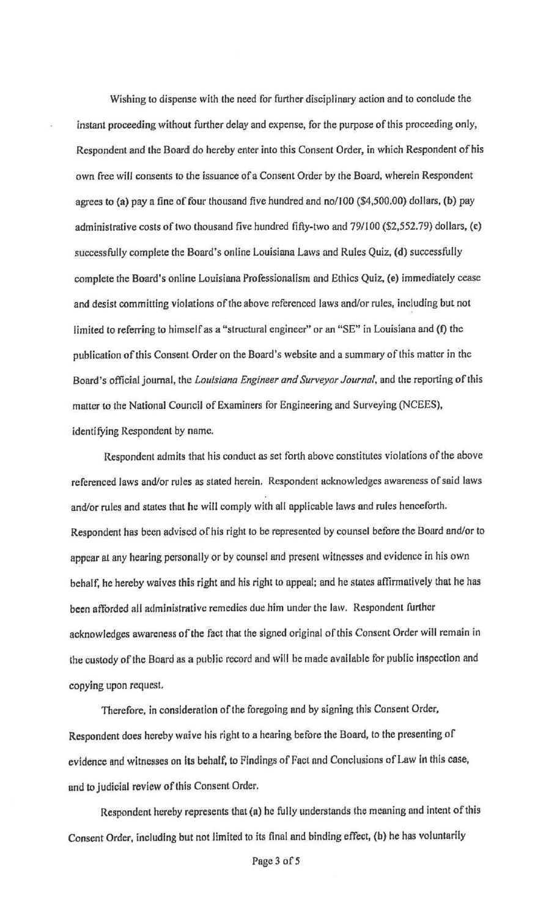Wishing to dispense with the need for further disciplinary action and to conclude the instant proceeding without further delay and expense, for the purpose of this proceeding only, Respondent and the Board do hereby enter into this Consent Order, in which Respondent of his own free will consents to the issuance of a Consent Order by the Board, wherein Respondent agrees to (a) pay a fine of four thousand five hundred and no/100 ($4,500.00) dollars, (b) pay administrative costs of two thousand five hundred fifty-two and 79/100 ($2,552.79) dollars, (c) successfully complete the Board's online Louisiana Laws and Rules Quiz, (d) successfully complete the Board's online Louisiana Professionalism and Ethics Quiz, (e) immediately cease and desist committing violations of the above referenced laws and/or rules, including but not limited to referring to himself as a "structural engineer" or an "SE" in Louisiana and (f) the publication of this Consent Order on the Board's website and a summary of this matter in the Board's official journal, the *Louisiana Engineer and Surveyor Journal*, and the reporting of this matter to the National Council of Examiners for Engineering and Surveying (NCEES), identifying Respondent by name.

Respondent admits that his conduct as set forth above constitutes violations of the above referenced laws and/or rules as stated herein. Respondent acknowledges awareness of said laws and/or rules and states that he will comply with all applicable laws and rules henceforth. Respondent has been advised of his right to be represented by counsel before the Board and/or to appear at any hearing personally or by counsel and present witnesses and evidence in his own behalf, he hereby waives this right and his right to appeal; and he states affirmatively that he has been afforded all administrative remedies due him under the law. Respondent further acknowledges awareness of the fact that the signed original of this Consent Order will remain in the custody of the Board as a public record and will be made available for public inspection and copying upon request.

Therefore, in consideration of the foregoing and by signing this Consent Order, Respondent does hereby waive his right to a hearing before the Board, to the presenting of evidence and witnesses on its behalf, to Findings of Fact and Conclusions of Law in this case, and to judicial review of this Consent Order.

Respondent hereby represents that (a) he fully understands the meaning and intent of this Consent Order, including but not limited to its final and binding effect, (b) he has voluntarily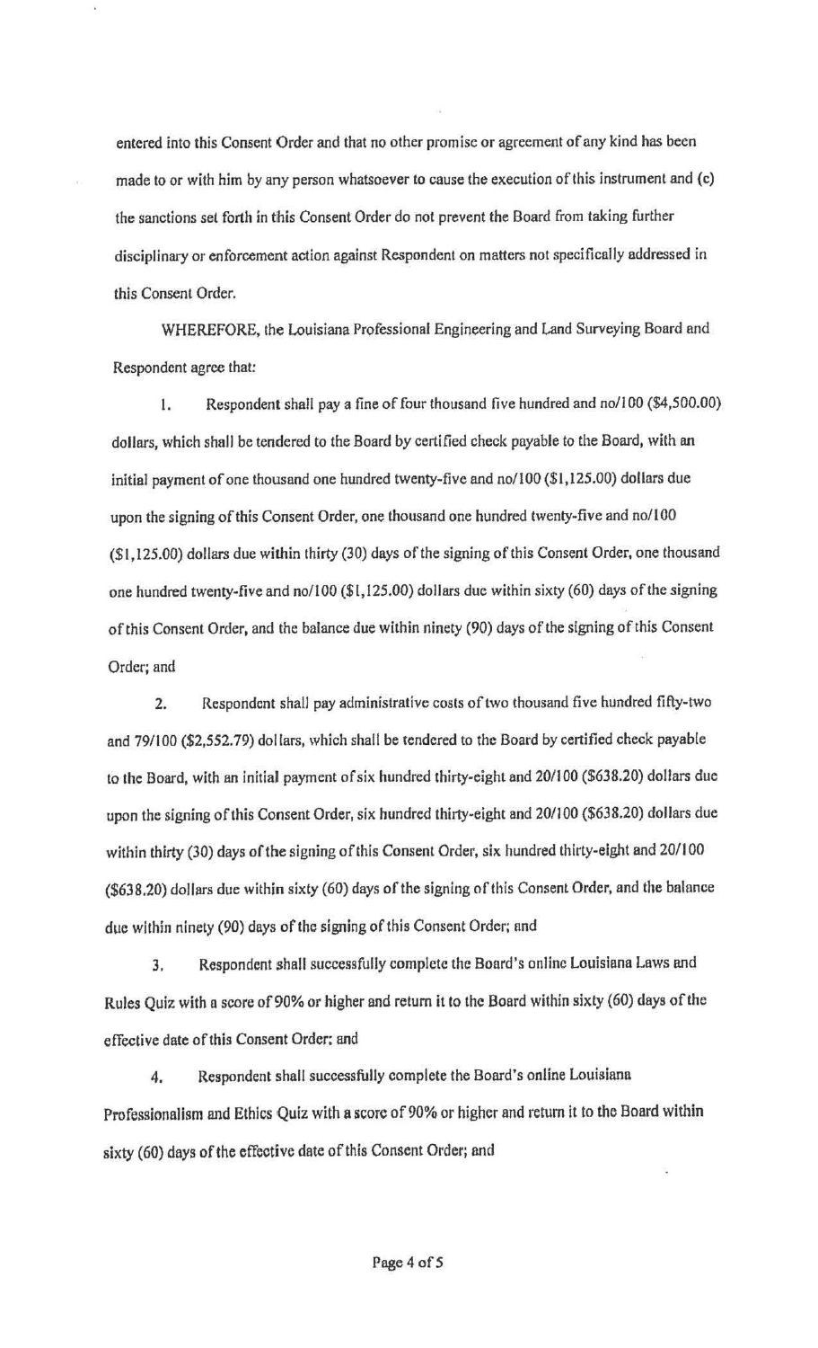entered into this Consent Order and that no other promise or agreement of any kind has been made to or with him by any person whatsoever to cause the execution of this instrument and (c) the sanctions set forth in this Consent Order do not prevent the Board from taking further disciplinary or enforcement action against Respondent on matters not specifically addressed in this Consent Order.

WHEREFORE, the Louisiana Professional Engineering and Land Surveying Board and Respondent agree that:

1. Respondent shall pay a fine of four thousand five hundred and no/100 ($4,500.00) dollars, which shall be tendered to the Board by certified check payable to the Board, with an initial payment of one thousand one hundred twenty-five and no/100 ($1,125.00) dollars due upon the signing of this Consent Order, one thousand one hundred twenty-five and no/100 ($1,125.00) dollars due within thirty (30) days of the signing of this Consent Order, one thousand one hundred twenty-five and no/100 ($1,125.00) dollars due within sixty (60) days of the signing of this Consent Order, and the balance due within ninety (90) days of the signing of this Consent Order; and

2. Respondent shall pay administrative costs of two thousand five hundred fifty-two and 79/100 ($2,552.79) dollars, which shall be tendered to the Board by certified check payable to the Board, with an initial payment of six hundred thirty-eight and 20/100 ($638.20) dollars due upon the signing of this Consent Order, six hundred thirty-eight and 20/100 ($638.20) dollars due within thirty (30) days of the signing of this Consent Order, six hundred thirty-eight and 20/100 ($638.20) dollars due within sixty (60) days of the signing of this Consent Order, and the balance due within ninety (90) days of the signing of this Consent Order; and

3. Respondent shall successfully complete the Board's online Louisiana Laws and Rules Quiz with a score of 90% or higher and return it to the Board within sixty (60) days of the effective date of this Consent Order; and

4. Respondent shall successfully complete the Board's online Louisiana Professionalism and Ethics Quiz with a score of 90% or higher and return it to the Board within sixty (60) days of the effective date of this Consent Order; and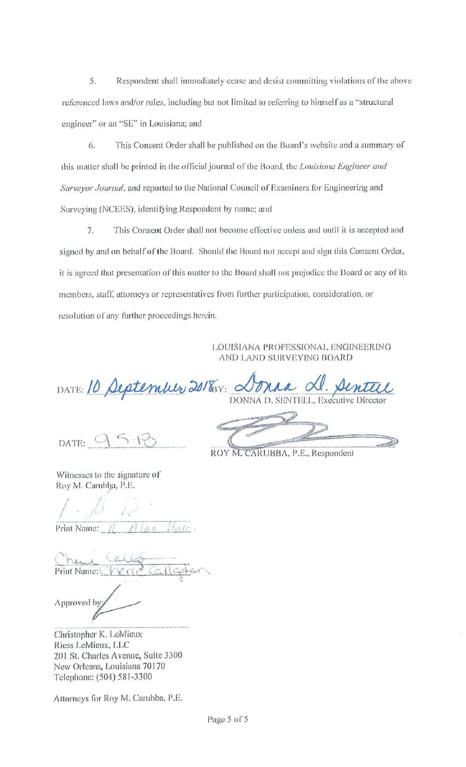5. Respondent shall immediately cease and desist committing violations of the above referenced laws and/or rules, including but not limited to referring to himself as a "structural engineer" or an "SE" in Louisiana; and

6. This Consent Order shall be published on the Board's website and a summary of this matter shall be printed in the official journal of the Board, the *Louisiana Engineer and Surveyor Journal*, and reported to the National Council of Examiners for Engineering and Surveying (NCEES), identifying Respondent by name; and

7. This Consent Order shall not become effective unless and until it is accepted and signed by and on behalf of the Board. Should the Board not accept and sign this Consent Order, it is agreed that presentation of this matter to the Board shall not prejudice the Board or any of its members, staff, attorneys or representatives from further participation, consideration, or resolution of any further proceedings herein.

LOUISIANA PROFESSIONAL ENGINEERING AND LAND SURVEYING BOARD

DATE: *10 September 2018* BY: *Donna D. Sentell*
DONNA D. SENTELL, Executive Director

DATE: *9-5-18*

ROY M. CARUBBA, P.E., Respondent

Witnesses to the signature of Roy M. Carubba, P.E.

Print Name: *R. Alan Hare*

Print Name: *Cherie Callegan*

Approved by:

Christopher K. LeMieux
Riess LeMieux, LLC
201 St. Charles Avenue, Suite 3300
New Orleans, Louisiana 70170
Telephone: (504) 581-3300

Attorneys for Roy M. Carubba, P.E.